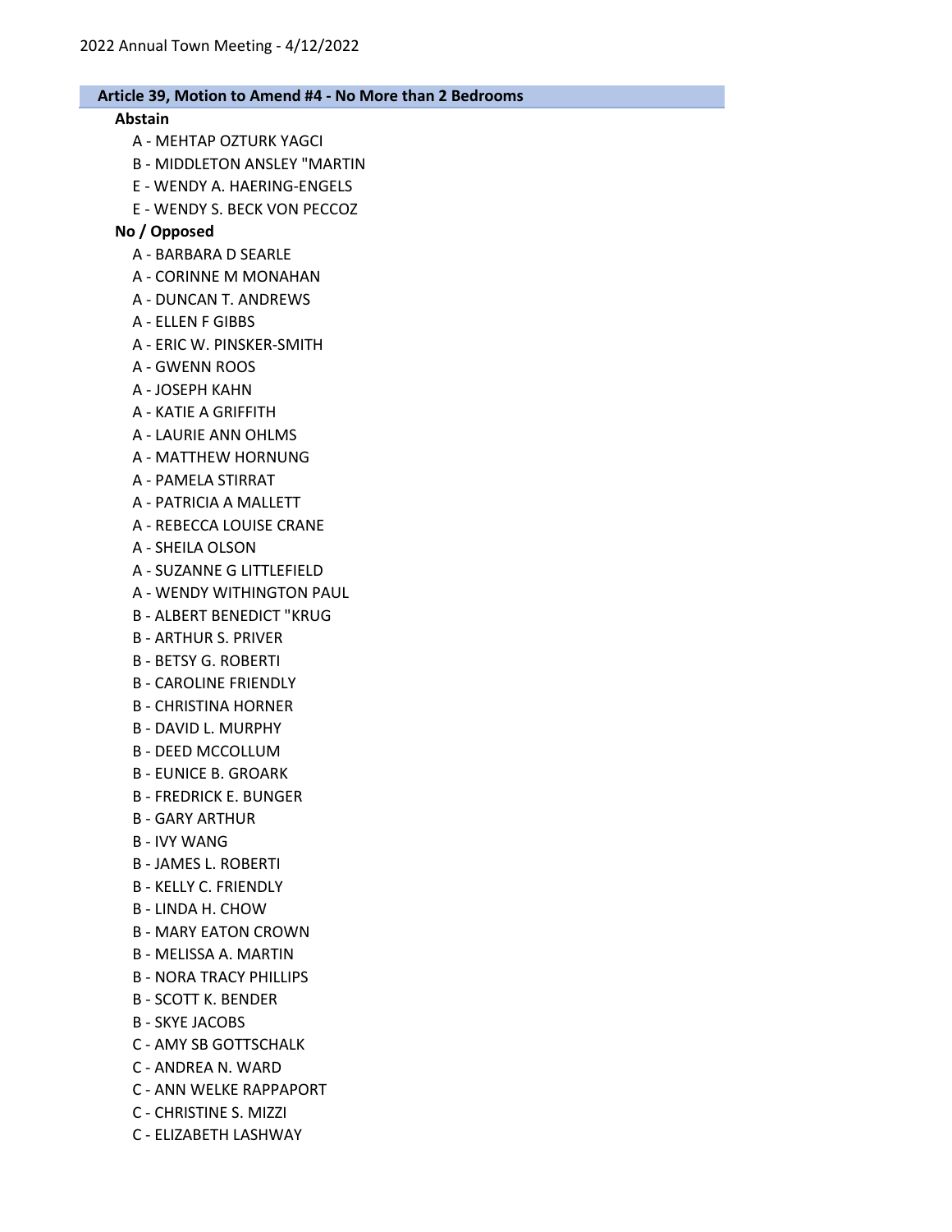2022 Annual Town Meeting - 4/12/2022

## Article 39, Motion to Amend #4 - No More than 2 Bedrooms

### Abstain

- A - MEHTAP OZTURK YAGCI
- B - MIDDLETON ANSLEY "MARTIN
- E - WENDY A. HAERING-ENGELS
- E - WENDY S. BECK VON PECCOZ

### No / Opposed

- A - BARBARA D SEARLE
- A - CORINNE M MONAHAN
- A - DUNCAN T. ANDREWS
- A - ELLEN F GIBBS
- A - ERIC W. PINSKER-SMITH
- A - GWENN ROOS
- A - JOSEPH KAHN
- A - KATIE A GRIFFITH
- A - LAURIE ANN OHLMS
- A - MATTHEW HORNUNG
- A - PAMELA STIRRAT
- A - PATRICIA A MALLETT
- A - REBECCA LOUISE CRANE
- A - SHEILA OLSON
- A - SUZANNE G LITTLEFIELD
- A - WENDY WITHINGTON PAUL
- B - ALBERT BENEDICT "KRUG
- B - ARTHUR S. PRIVER
- B - BETSY G. ROBERTI
- B - CAROLINE FRIENDLY
- B - CHRISTINA HORNER
- B - DAVID L. MURPHY
- B - DEED MCCOLLUM
- B - EUNICE B. GROARK
- B - FREDRICK E. BUNGER
- B - GARY ARTHUR
- B - IVY WANG
- B - JAMES L. ROBERTI
- B - KELLY C. FRIENDLY
- B - LINDA H. CHOW
- B - MARY EATON CROWN
- B - MELISSA A. MARTIN
- B - NORA TRACY PHILLIPS
- B - SCOTT K. BENDER
- B - SKYE JACOBS
- C - AMY SB GOTTSCHALK
- C - ANDREA N. WARD
- C - ANN WELKE RAPPAPORT
- C - CHRISTINE S. MIZZI
- C - ELIZABETH LASHWAY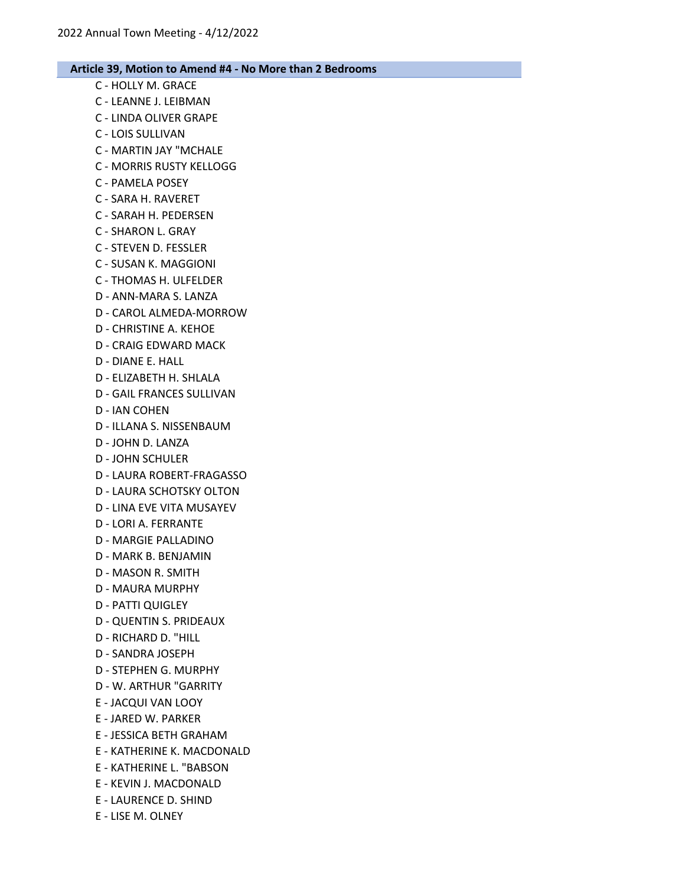## Article 39, Motion to Amend #4 - No More than 2 Bedrooms

C - HOLLY M. GRACE
C - LEANNE J. LEIBMAN
C - LINDA OLIVER GRAPE
C - LOIS SULLIVAN
C - MARTIN JAY "MCHALE
C - MORRIS RUSTY KELLOGG
C - PAMELA POSEY
C - SARA H. RAVERET
C - SARAH H. PEDERSEN
C - SHARON L. GRAY
C - STEVEN D. FESSLER
C - SUSAN K. MAGGIONI
C - THOMAS H. ULFELDER
D - ANN-MARA S. LANZA
D - CAROL ALMEDA-MORROW
D - CHRISTINE A. KEHOE
D - CRAIG EDWARD MACK
D - DIANE E. HALL
D - ELIZABETH H. SHLALA
D - GAIL FRANCES SULLIVAN
D - IAN COHEN
D - ILLANA S. NISSENBAUM
D - JOHN D. LANZA
D - JOHN SCHULER
D - LAURA ROBERT-FRAGASSO
D - LAURA SCHOTSKY OLTON
D - LINA EVE VITA MUSAYEV
D - LORI A. FERRANTE
D - MARGIE PALLADINO
D - MARK B. BENJAMIN
D - MASON R. SMITH
D - MAURA MURPHY
D - PATTI QUIGLEY
D - QUENTIN S. PRIDEAUX
D - RICHARD D. "HILL
D - SANDRA JOSEPH
D - STEPHEN G. MURPHY
D - W. ARTHUR "GARRITY
E - JACQUI VAN LOOY
E - JARED W. PARKER
E - JESSICA BETH GRAHAM
E - KATHERINE K. MACDONALD
E - KATHERINE L. "BABSON
E - KEVIN J. MACDONALD
E - LAURENCE D. SHIND
E - LISE M. OLNEY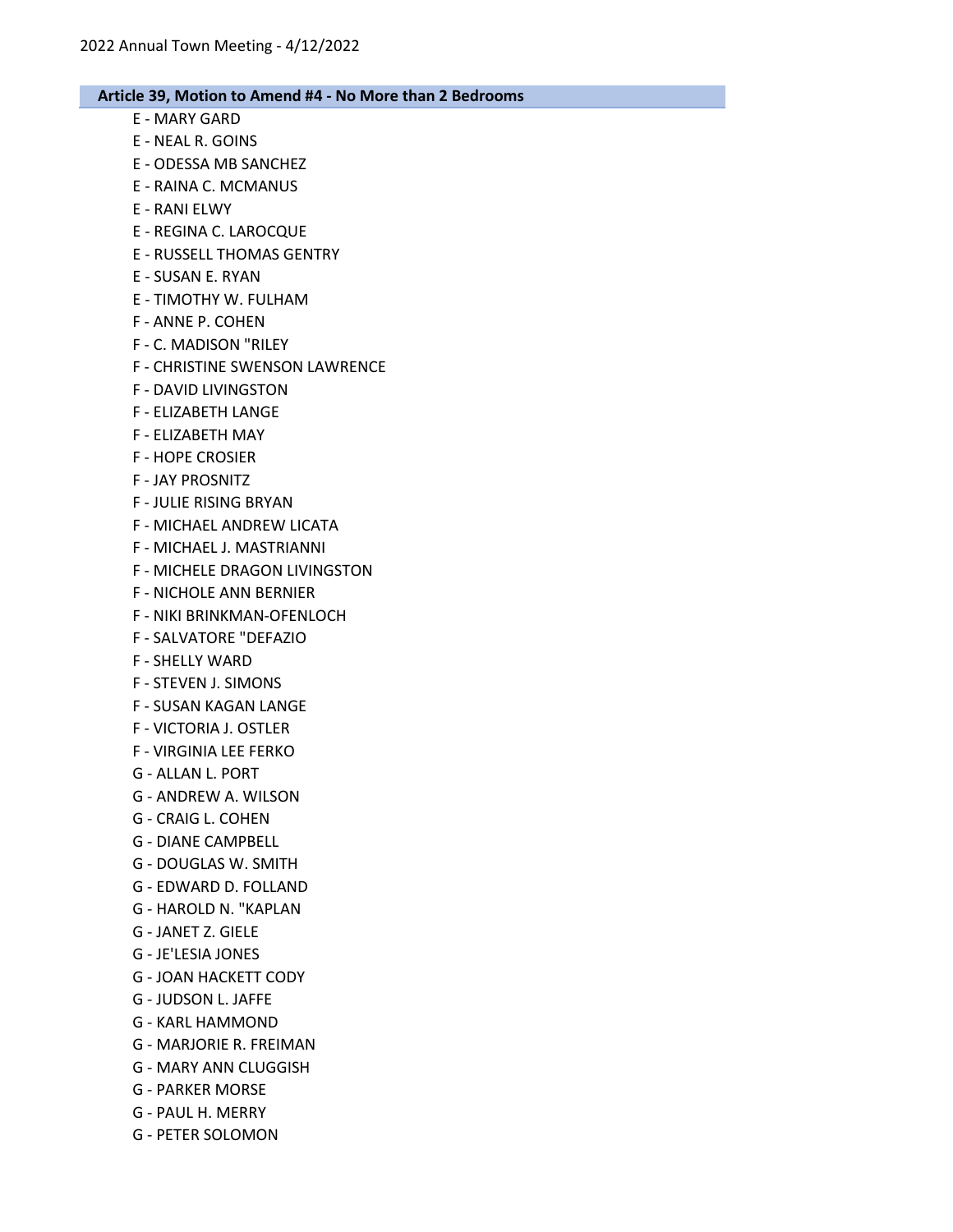## Article 39, Motion to Amend #4 - No More than 2 Bedrooms

E - MARY GARD
E - NEAL R. GOINS
E - ODESSA MB SANCHEZ
E - RAINA C. MCMANUS
E - RANI ELWY
E - REGINA C. LAROCQUE
E - RUSSELL THOMAS GENTRY
E - SUSAN E. RYAN
E - TIMOTHY W. FULHAM
F - ANNE P. COHEN
F - C. MADISON "RILEY
F - CHRISTINE SWENSON LAWRENCE
F - DAVID LIVINGSTON
F - ELIZABETH LANGE
F - ELIZABETH MAY
F - HOPE CROSIER
F - JAY PROSNITZ
F - JULIE RISING BRYAN
F - MICHAEL ANDREW LICATA
F - MICHAEL J. MASTRIANNI
F - MICHELE DRAGON LIVINGSTON
F - NICHOLE ANN BERNIER
F - NIKI BRINKMAN-OFENLOCH
F - SALVATORE "DEFAZIO
F - SHELLY WARD
F - STEVEN J. SIMONS
F - SUSAN KAGAN LANGE
F - VICTORIA J. OSTLER
F - VIRGINIA LEE FERKO
G - ALLAN L. PORT
G - ANDREW A. WILSON
G - CRAIG L. COHEN
G - DIANE CAMPBELL
G - DOUGLAS W. SMITH
G - EDWARD D. FOLLAND
G - HAROLD N. "KAPLAN
G - JANET Z. GIELE
G - JE'LESIA JONES
G - JOAN HACKETT CODY
G - JUDSON L. JAFFE
G - KARL HAMMOND
G - MARJORIE R. FREIMAN
G - MARY ANN CLUGGISH
G - PARKER MORSE
G - PAUL H. MERRY
G - PETER SOLOMON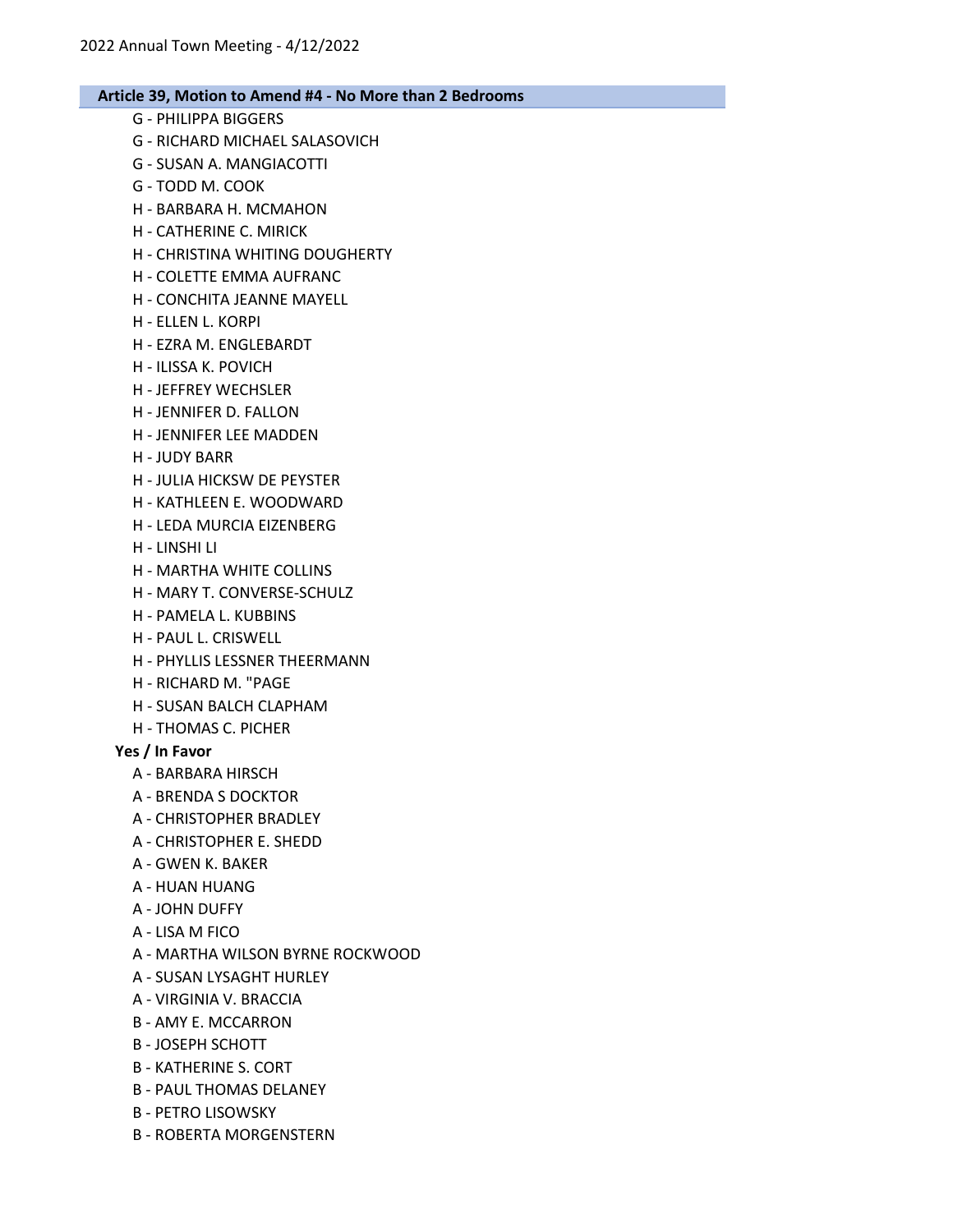## Article 39, Motion to Amend #4 - No More than 2 Bedrooms

- G - PHILIPPA BIGGERS
- G - RICHARD MICHAEL SALASOVICH
- G - SUSAN A. MANGIACOTTI
- G - TODD M. COOK
- H - BARBARA H. MCMAHON
- H - CATHERINE C. MIRICK
- H - CHRISTINA WHITING DOUGHERTY
- H - COLETTE EMMA AUFRANC
- H - CONCHITA JEANNE MAYELL
- H - ELLEN L. KORPI
- H - EZRA M. ENGLEBARDT
- H - ILISSA K. POVICH
- H - JEFFREY WECHSLER
- H - JENNIFER D. FALLON
- H - JENNIFER LEE MADDEN
- H - JUDY BARR
- H - JULIA HICKSW DE PEYSTER
- H - KATHLEEN E. WOODWARD
- H - LEDA MURCIA EIZENBERG
- H - LINSHI LI
- H - MARTHA WHITE COLLINS
- H - MARY T. CONVERSE-SCHULZ
- H - PAMELA L. KUBBINS
- H - PAUL L. CRISWELL
- H - PHYLLIS LESSNER THEERMANN
- H - RICHARD M. "PAGE
- H - SUSAN BALCH CLAPHAM
- H - THOMAS C. PICHER

**Yes / In Favor**

- A - BARBARA HIRSCH
- A - BRENDA S DOCKTOR
- A - CHRISTOPHER BRADLEY
- A - CHRISTOPHER E. SHEDD
- A - GWEN K. BAKER
- A - HUAN HUANG
- A - JOHN DUFFY
- A - LISA M FICO
- A - MARTHA WILSON BYRNE ROCKWOOD
- A - SUSAN LYSAGHT HURLEY
- A - VIRGINIA V. BRACCIA
- B - AMY E. MCCARRON
- B - JOSEPH SCHOTT
- B - KATHERINE S. CORT
- B - PAUL THOMAS DELANEY
- B - PETRO LISOWSKY
- B - ROBERTA MORGENSTERN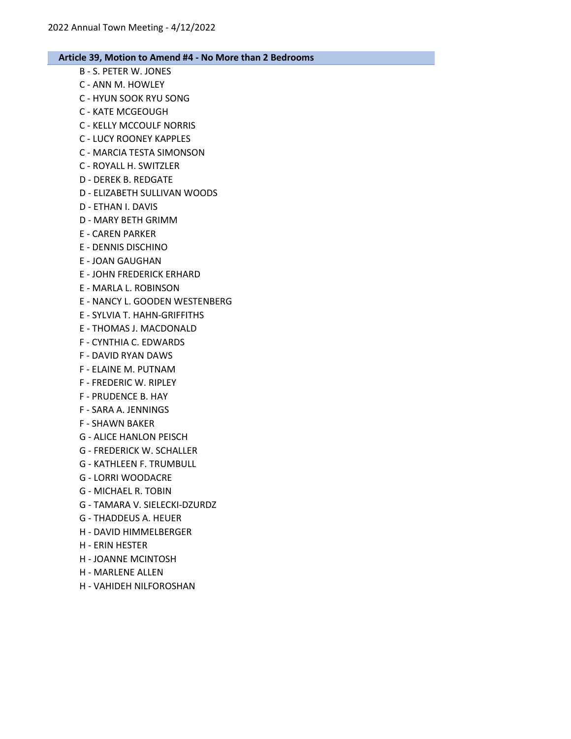**Article 39, Motion to Amend #4 - No More than 2 Bedrooms**

B - S. PETER W. JONES
C - ANN M. HOWLEY
C - HYUN SOOK RYU SONG
C - KATE MCGEOUGH
C - KELLY MCCOULF NORRIS
C - LUCY ROONEY KAPPLES
C - MARCIA TESTA SIMONSON
C - ROYALL H. SWITZLER
D - DEREK B. REDGATE
D - ELIZABETH SULLIVAN WOODS
D - ETHAN I. DAVIS
D - MARY BETH GRIMM
E - CAREN PARKER
E - DENNIS DISCHINO
E - JOAN GAUGHAN
E - JOHN FREDERICK ERHARD
E - MARLA L. ROBINSON
E - NANCY L. GOODEN WESTENBERG
E - SYLVIA T. HAHN-GRIFFITHS
E - THOMAS J. MACDONALD
F - CYNTHIA C. EDWARDS
F - DAVID RYAN DAWS
F - ELAINE M. PUTNAM
F - FREDERIC W. RIPLEY
F - PRUDENCE B. HAY
F - SARA A. JENNINGS
F - SHAWN BAKER
G - ALICE HANLON PEISCH
G - FREDERICK W. SCHALLER
G - KATHLEEN F. TRUMBULL
G - LORRI WOODACRE
G - MICHAEL R. TOBIN
G - TAMARA V. SIELECKI-DZURDZ
G - THADDEUS A. HEUER
H - DAVID HIMMELBERGER
H - ERIN HESTER
H - JOANNE MCINTOSH
H - MARLENE ALLEN
H - VAHIDEH NILFOROSHAN